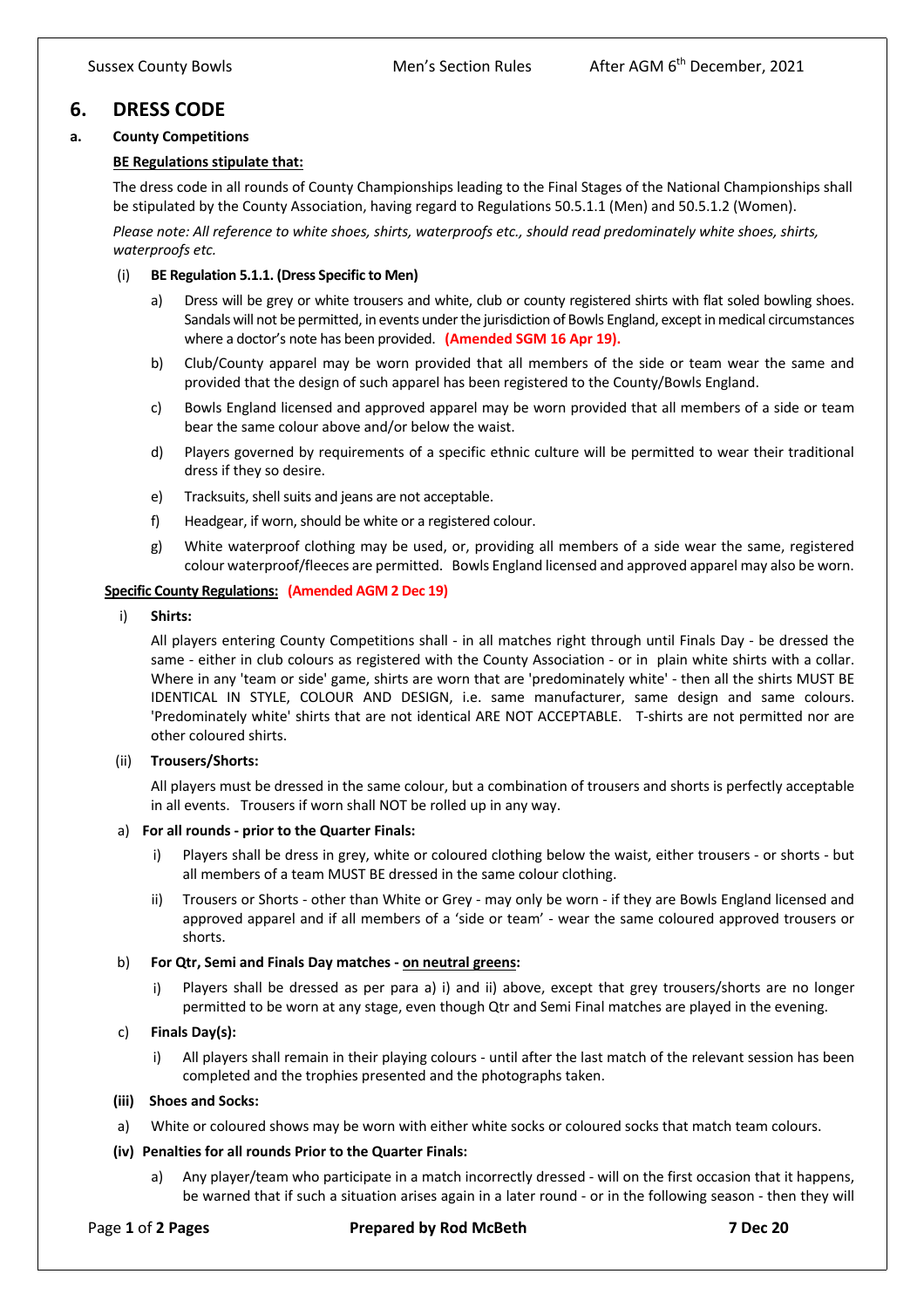## 6. DRESS CODE

### a. County Competitions

**BE Regulations stipulate that:**

The dress code in all rounds of County Championships leading to the Final Stages of the National Championships shall be stipulated by the County Association, having regard to Regulations 50.5.1.1 (Men) and 50.5.1.2 (Women).

*Please note: All reference to white shoes, shirts, waterproofs etc., should read predominately white shoes, shirts, waterproofs etc.*

(i) **BE Regulation 5.1.1. (Dress Specific to Men)**

a) Dress will be grey or white trousers and white, club or county registered shirts with flat soled bowling shoes. Sandals will not be permitted, in events under the jurisdiction of Bowls England, except in medical circumstances where a doctor's note has been provided. **(Amended SGM 16 Apr 19).**

b) Club/County apparel may be worn provided that all members of the side or team wear the same and provided that the design of such apparel has been registered to the County/Bowls England.

c) Bowls England licensed and approved apparel may be worn provided that all members of a side or team bear the same colour above and/or below the waist.

d) Players governed by requirements of a specific ethnic culture will be permitted to wear their traditional dress if they so desire.

e) Tracksuits, shell suits and jeans are not acceptable.

f) Headgear, if worn, should be white or a registered colour.

g) White waterproof clothing may be used, or, providing all members of a side wear the same, registered colour waterproof/fleeces are permitted. Bowls England licensed and approved apparel may also be worn.

**Specific County Regulations: (Amended AGM 2 Dec 19)**

i) **Shirts:**

All players entering County Competitions shall - in all matches right through until Finals Day - be dressed the same - either in club colours as registered with the County Association - or in plain white shirts with a collar. Where in any 'team or side' game, shirts are worn that are 'predominately white' - then all the shirts MUST BE IDENTICAL IN STYLE, COLOUR AND DESIGN, i.e. same manufacturer, same design and same colours. 'Predominately white' shirts that are not identical ARE NOT ACCEPTABLE. T-shirts are not permitted nor are other coloured shirts.

(ii) **Trousers/Shorts:**

All players must be dressed in the same colour, but a combination of trousers and shorts is perfectly acceptable in all events. Trousers if worn shall NOT be rolled up in any way.

a) **For all rounds - prior to the Quarter Finals:**

i) Players shall be dress in grey, white or coloured clothing below the waist, either trousers - or shorts - but all members of a team MUST BE dressed in the same colour clothing.

ii) Trousers or Shorts - other than White or Grey - may only be worn - if they are Bowls England licensed and approved apparel and if all members of a 'side or team' - wear the same coloured approved trousers or shorts.

b) **For Qtr, Semi and Finals Day matches - <u>on neutral greens</u>:**

i) Players shall be dressed as per para a) i) and ii) above, except that grey trousers/shorts are no longer permitted to be worn at any stage, even though Qtr and Semi Final matches are played in the evening.

c) **Finals Day(s):**

i) All players shall remain in their playing colours - until after the last match of the relevant session has been completed and the trophies presented and the photographs taken.

**(iii) Shoes and Socks:**

a) White or coloured shows may be worn with either white socks or coloured socks that match team colours.

**(iv) Penalties for all rounds Prior to the Quarter Finals:**

a) Any player/team who participate in a match incorrectly dressed - will on the first occasion that it happens, be warned that if such a situation arises again in a later round - or in the following season - then they will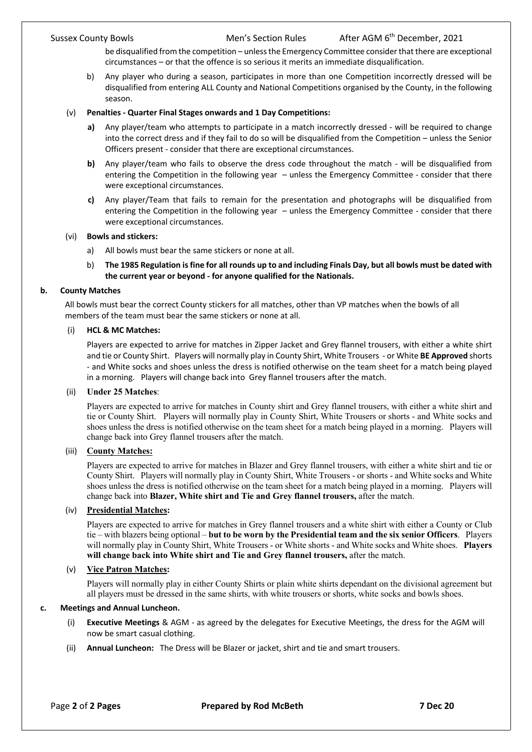be disqualified from the competition – unless the Emergency Committee consider that there are exceptional circumstances – or that the offence is so serious it merits an immediate disqualification.

b) Any player who during a season, participates in more than one Competition incorrectly dressed will be disqualified from entering ALL County and National Competitions organised by the County, in the following season.

(v) **Penalties - Quarter Final Stages onwards and 1 Day Competitions:**

**a)** Any player/team who attempts to participate in a match incorrectly dressed - will be required to change into the correct dress and if they fail to do so will be disqualified from the Competition – unless the Senior Officers present - consider that there are exceptional circumstances.

**b)** Any player/team who fails to observe the dress code throughout the match - will be disqualified from entering the Competition in the following year – unless the Emergency Committee - consider that there were exceptional circumstances.

**c)** Any player/Team that fails to remain for the presentation and photographs will be disqualified from entering the Competition in the following year – unless the Emergency Committee - consider that there were exceptional circumstances.

(vi) **Bowls and stickers:**

a) All bowls must bear the same stickers or none at all.

b) **The 1985 Regulation is fine for all rounds up to and including Finals Day, but all bowls must be dated with the current year or beyond - for anyone qualified for the Nationals.**

**b. County Matches**

All bowls must bear the correct County stickers for all matches, other than VP matches when the bowls of all members of the team must bear the same stickers or none at all.

(i) **HCL & MC Matches:**

Players are expected to arrive for matches in Zipper Jacket and Grey flannel trousers, with either a white shirt and tie or County Shirt. Players will normally play in County Shirt, White Trousers - or White **BE Approved** shorts - and White socks and shoes unless the dress is notified otherwise on the team sheet for a match being played in a morning. Players will change back into Grey flannel trousers after the match.

(ii) **Under 25 Matches**:

Players are expected to arrive for matches in County shirt and Grey flannel trousers, with either a white shirt and tie or County Shirt. Players will normally play in County Shirt, White Trousers or shorts - and White socks and shoes unless the dress is notified otherwise on the team sheet for a match being played in a morning. Players will change back into Grey flannel trousers after the match.

(iii) **County Matches:**

Players are expected to arrive for matches in Blazer and Grey flannel trousers, with either a white shirt and tie or County Shirt. Players will normally play in County Shirt, White Trousers - or shorts - and White socks and White shoes unless the dress is notified otherwise on the team sheet for a match being played in a morning. Players will change back into **Blazer, White shirt and Tie and Grey flannel trousers,** after the match.

(iv) **Presidential Matches:**

Players are expected to arrive for matches in Grey flannel trousers and a white shirt with either a County or Club tie – with blazers being optional – **but to be worn by the Presidential team and the six senior Officers**. Players will normally play in County Shirt, White Trousers - or White shorts - and White socks and White shoes. **Players will change back into White shirt and Tie and Grey flannel trousers,** after the match.

(v) **Vice Patron Matches:**

Players will normally play in either County Shirts or plain white shirts dependant on the divisional agreement but all players must be dressed in the same shirts, with white trousers or shorts, white socks and bowls shoes.

**c. Meetings and Annual Luncheon.**

(i) **Executive Meetings** & AGM - as agreed by the delegates for Executive Meetings, the dress for the AGM will now be smart casual clothing.

(ii) **Annual Luncheon:** The Dress will be Blazer or jacket, shirt and tie and smart trousers.